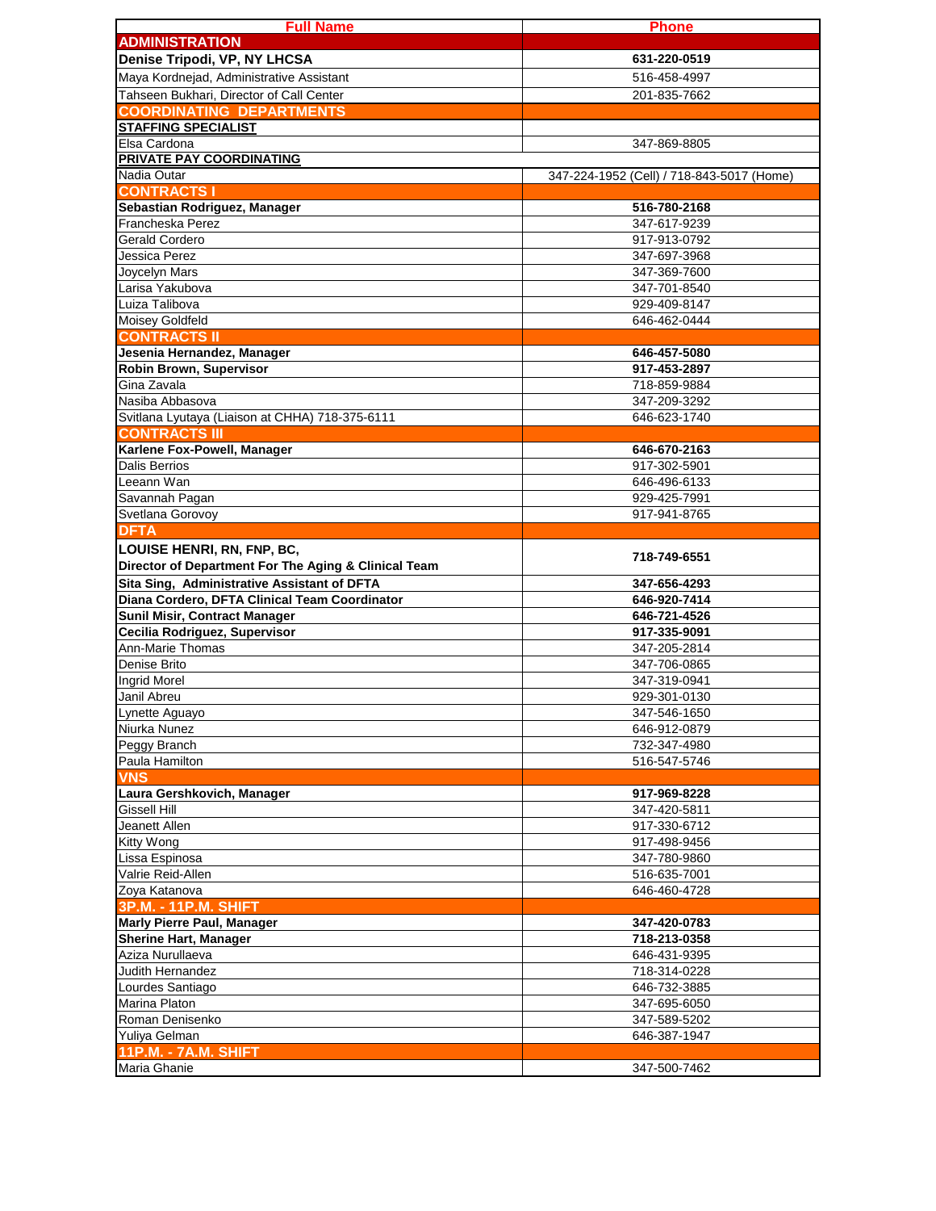| Full Name | Phone |
|---|---|
| **ADMINISTRATION** | |
| **Denise Tripodi, VP, NY LHCSA** | **631-220-0519** |
| Maya Kordnejad, Administrative Assistant | 516-458-4997 |
| Tahseen Bukhari, Director of Call Center | 201-835-7662 |
| **COORDINATING DEPARTMENTS** | |
| **STAFFING SPECIALIST** | |
| Elsa Cardona | 347-869-8805 |
| **PRIVATE PAY COORDINATING** | |
| Nadia Outar | 347-224-1952 (Cell) / 718-843-5017 (Home) |
| **CONTRACTS I** | |
| **Sebastian Rodriguez, Manager** | **516-780-2168** |
| Francheska Perez | 347-617-9239 |
| Gerald Cordero | 917-913-0792 |
| Jessica Perez | 347-697-3968 |
| Joycelyn Mars | 347-369-7600 |
| Larisa Yakubova | 347-701-8540 |
| Luiza Talibova | 929-409-8147 |
| Moisey Goldfeld | 646-462-0444 |
| **CONTRACTS II** | |
| **Jesenia Hernandez, Manager** | **646-457-5080** |
| **Robin Brown, Supervisor** | **917-453-2897** |
| Gina Zavala | 718-859-9884 |
| Nasiba Abbasova | 347-209-3292 |
| Svitlana Lyutaya (Liaison at CHHA) 718-375-6111 | 646-623-1740 |
| **CONTRACTS III** | |
| **Karlene Fox-Powell, Manager** | **646-670-2163** |
| Dalis Berrios | 917-302-5901 |
| Leeann Wan | 646-496-6133 |
| Savannah Pagan | 929-425-7991 |
| Svetlana Gorovoy | 917-941-8765 |
| **DFTA** | |
| **LOUISE HENRI, RN, FNP, BC, Director of Department For The Aging & Clinical Team** | **718-749-6551** |
| **Sita Sing, Administrative Assistant of DFTA** | **347-656-4293** |
| **Diana Cordero, DFTA Clinical Team Coordinator** | **646-920-7414** |
| **Sunil Misir, Contract Manager** | **646-721-4526** |
| **Cecilia Rodriguez, Supervisor** | **917-335-9091** |
| Ann-Marie Thomas | 347-205-2814 |
| Denise Brito | 347-706-0865 |
| Ingrid Morel | 347-319-0941 |
| Janil Abreu | 929-301-0130 |
| Lynette Aguayo | 347-546-1650 |
| Niurka Nunez | 646-912-0879 |
| Peggy Branch | 732-347-4980 |
| Paula Hamilton | 516-547-5746 |
| **VNS** | |
| **Laura Gershkovich, Manager** | **917-969-8228** |
| Gissell Hill | 347-420-5811 |
| Jeanett Allen | 917-330-6712 |
| Kitty Wong | 917-498-9456 |
| Lissa Espinosa | 347-780-9860 |
| Valrie Reid-Allen | 516-635-7001 |
| Zoya Katanova | 646-460-4728 |
| **3P.M. - 11P.M. SHIFT** | |
| **Marly Pierre Paul, Manager** | **347-420-0783** |
| **Sherine Hart, Manager** | **718-213-0358** |
| Aziza Nurullaeva | 646-431-9395 |
| Judith Hernandez | 718-314-0228 |
| Lourdes Santiago | 646-732-3885 |
| Marina Platon | 347-695-6050 |
| Roman Denisenko | 347-589-5202 |
| Yuliya Gelman | 646-387-1947 |
| **11P.M. - 7A.M. SHIFT** | |
| Maria Ghanie | 347-500-7462 |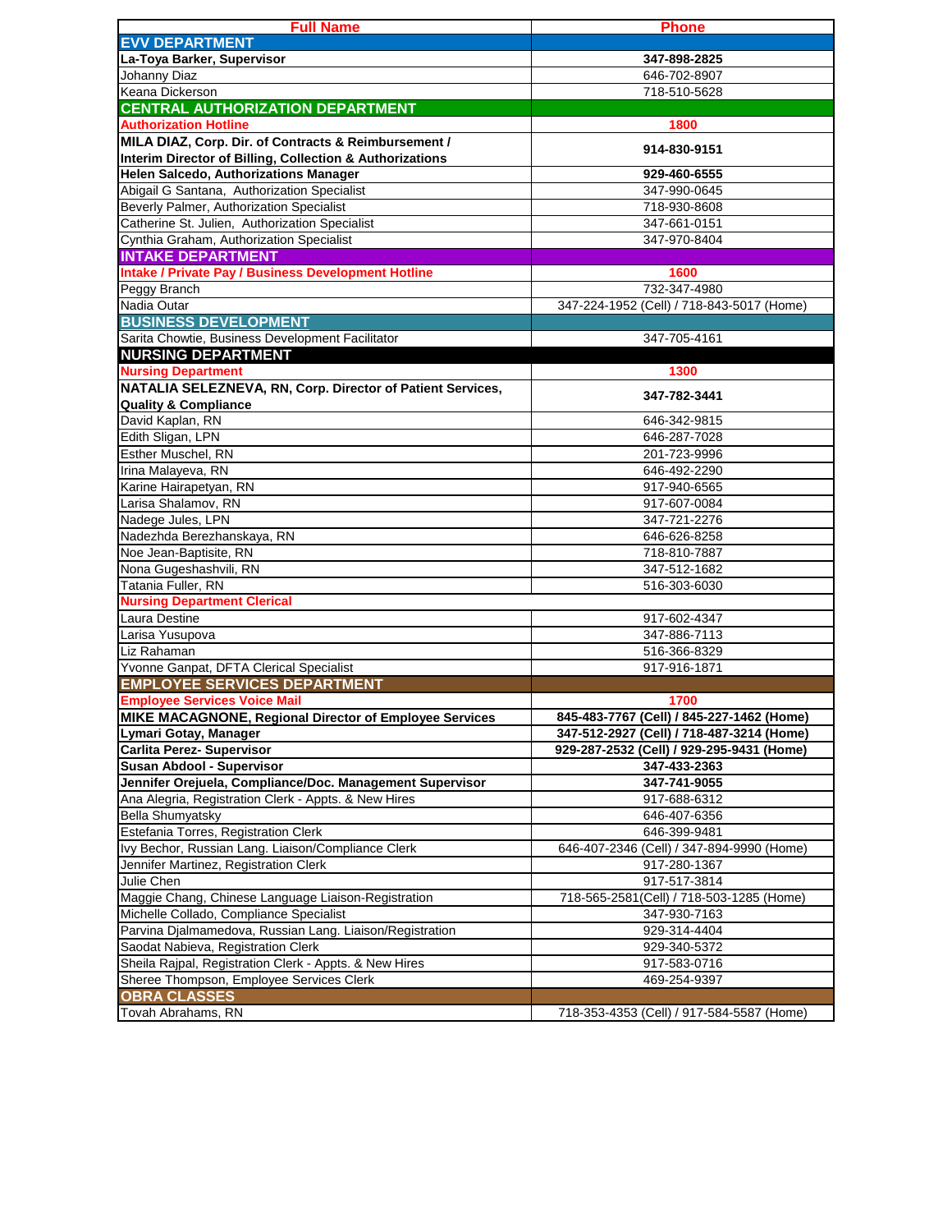| Full Name | Phone |
|---|---|
| **EVV DEPARTMENT** | |
| **La-Toya Barker, Supervisor** | **347-898-2825** |
| Johanny Diaz | 646-702-8907 |
| Keana Dickerson | 718-510-5628 |
| **CENTRAL AUTHORIZATION DEPARTMENT** | |
| **Authorization Hotline** | **1800** |
| **MILA DIAZ, Corp. Dir. of Contracts & Reimbursement / Interim Director of Billing, Collection & Authorizations** | **914-830-9151** |
| **Helen Salcedo, Authorizations Manager** | **929-460-6555** |
| Abigail G Santana, Authorization Specialist | 347-990-0645 |
| Beverly Palmer, Authorization Specialist | 718-930-8608 |
| Catherine St. Julien, Authorization Specialist | 347-661-0151 |
| Cynthia Graham, Authorization Specialist | 347-970-8404 |
| **INTAKE DEPARTMENT** | |
| **Intake / Private Pay / Business Development Hotline** | **1600** |
| Peggy Branch | 732-347-4980 |
| Nadia Outar | 347-224-1952 (Cell) / 718-843-5017 (Home) |
| **BUSINESS DEVELOPMENT** | |
| Sarita Chowtie, Business Development Facilitator | 347-705-4161 |
| **NURSING DEPARTMENT** | |
| **Nursing Department** | **1300** |
| **NATALIA SELEZNEVA, RN, Corp. Director of Patient Services, Quality & Compliance** | **347-782-3441** |
| David Kaplan, RN | 646-342-9815 |
| Edith Sligan, LPN | 646-287-7028 |
| Esther Muschel, RN | 201-723-9996 |
| Irina Malayeva, RN | 646-492-2290 |
| Karine Hairapetyan, RN | 917-940-6565 |
| Larisa Shalamov, RN | 917-607-0084 |
| Nadege Jules, LPN | 347-721-2276 |
| Nadezhda Berezhanskaya, RN | 646-626-8258 |
| Noe Jean-Baptisite, RN | 718-810-7887 |
| Nona Gugeshashvili, RN | 347-512-1682 |
| Tatania Fuller, RN | 516-303-6030 |
| **Nursing Department Clerical** | |
| Laura Destine | 917-602-4347 |
| Larisa Yusupova | 347-886-7113 |
| Liz Rahaman | 516-366-8329 |
| Yvonne Ganpat, DFTA Clerical Specialist | 917-916-1871 |
| **EMPLOYEE SERVICES DEPARTMENT** | |
| **Employee Services Voice Mail** | **1700** |
| **MIKE MACAGNONE, Regional Director of Employee Services** | **845-483-7767 (Cell) / 845-227-1462 (Home)** |
| **Lymari Gotay, Manager** | **347-512-2927 (Cell) / 718-487-3214 (Home)** |
| **Carlita Perez- Supervisor** | **929-287-2532 (Cell) / 929-295-9431 (Home)** |
| **Susan Abdool - Supervisor** | **347-433-2363** |
| **Jennifer Orejuela, Compliance/Doc. Management Supervisor** | **347-741-9055** |
| Ana Alegria, Registration Clerk - Appts. & New Hires | 917-688-6312 |
| Bella Shumyatsky | 646-407-6356 |
| Estefania Torres, Registration Clerk | 646-399-9481 |
| Ivy Bechor, Russian Lang. Liaison/Compliance Clerk | 646-407-2346 (Cell) / 347-894-9990 (Home) |
| Jennifer Martinez, Registration Clerk | 917-280-1367 |
| Julie Chen | 917-517-3814 |
| Maggie Chang, Chinese Language Liaison-Registration | 718-565-2581(Cell) / 718-503-1285 (Home) |
| Michelle Collado, Compliance Specialist | 347-930-7163 |
| Parvina Djalmamedova, Russian Lang. Liaison/Registration | 929-314-4404 |
| Saodat Nabieva, Registration Clerk | 929-340-5372 |
| Sheila Rajpal, Registration Clerk - Appts. & New Hires | 917-583-0716 |
| Sheree Thompson, Employee Services Clerk | 469-254-9397 |
| **OBRA CLASSES** | |
| Tovah Abrahams, RN | 718-353-4353 (Cell) / 917-584-5587 (Home) |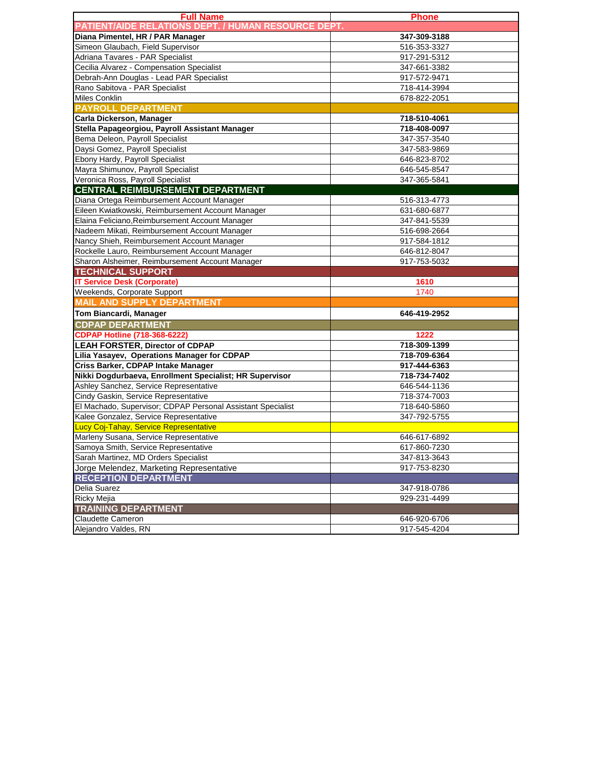| Full Name | Phone |
|---|---|
| **PATIENT/AIDE RELATIONS DEPT. / HUMAN RESOURCE DEPT.** | |
| **Diana Pimentel, HR / PAR Manager** | **347-309-3188** |
| Simeon Glaubach, Field Supervisor | 516-353-3327 |
| Adriana Tavares - PAR Specialist | 917-291-5312 |
| Cecilia Alvarez - Compensation Specialist | 347-661-3382 |
| Debrah-Ann Douglas - Lead PAR Specialist | 917-572-9471 |
| Rano Sabitova - PAR Specialist | 718-414-3994 |
| Miles Conklin | 678-822-2051 |
| **PAYROLL DEPARTMENT** | |
| **Carla Dickerson, Manager** | **718-510-4061** |
| **Stella Papageorgiou, Payroll Assistant Manager** | **718-408-0097** |
| Bema Deleon, Payroll Specialist | 347-357-3540 |
| Daysi Gomez, Payroll Specialist | 347-583-9869 |
| Ebony Hardy, Payroll Specialist | 646-823-8702 |
| Mayra Shimunov, Payroll Specialist | 646-545-8547 |
| Veronica Ross, Payroll Specialist | 347-365-5841 |
| **CENTRAL REIMBURSEMENT DEPARTMENT** | |
| Diana Ortega Reimbursement Account Manager | 516-313-4773 |
| Eileen Kwiatkowski, Reimbursement Account Manager | 631-680-6877 |
| Elaina Feliciano,Reimbursement Account Manager | 347-841-5539 |
| Nadeem Mikati, Reimbursement Account Manager | 516-698-2664 |
| Nancy Shieh, Reimbursement Account Manager | 917-584-1812 |
| Rockelle Lauro, Reimbursement Account Manager | 646-812-8047 |
| Sharon Alsheimer, Reimbursement Account Manager | 917-753-5032 |
| **TECHNICAL SUPPORT** | |
| **IT Service Desk (Corporate)** | **1610** |
| Weekends, Corporate Support | 1740 |
| **MAIL AND SUPPLY DEPARTMENT** | |
| **Tom Biancardi, Manager** | **646-419-2952** |
| **CDPAP DEPARTMENT** | |
| **CDPAP Hotline (718-368-6222)** | **1222** |
| **LEAH FORSTER, Director of CDPAP** | **718-309-1399** |
| **Lilia Yasayev, Operations Manager for CDPAP** | **718-709-6364** |
| **Criss Barker, CDPAP Intake Manager** | **917-444-6363** |
| **Nikki Dogdurbaeva, Enrollment Specialist; HR Supervisor** | **718-734-7402** |
| Ashley Sanchez, Service Representative | 646-544-1136 |
| Cindy Gaskin, Service Representative | 718-374-7003 |
| El Machado, Supervisor; CDPAP Personal Assistant Specialist | 718-640-5860 |
| Kalee Gonzalez, Service Representative | 347-792-5755 |
| Lucy Coj-Tahay, Service Representative | |
| Marleny Susana, Service Representative | 646-617-6892 |
| Samoya Smith, Service Representative | 617-860-7230 |
| Sarah Martinez, MD Orders Specialist | 347-813-3643 |
| Jorge Melendez, Marketing Representative | 917-753-8230 |
| **RECEPTION DEPARTMENT** | |
| Delia Suarez | 347-918-0786 |
| Ricky Mejia | 929-231-4499 |
| **TRAINING DEPARTMENT** | |
| Claudette Cameron | 646-920-6706 |
| Alejandro Valdes, RN | 917-545-4204 |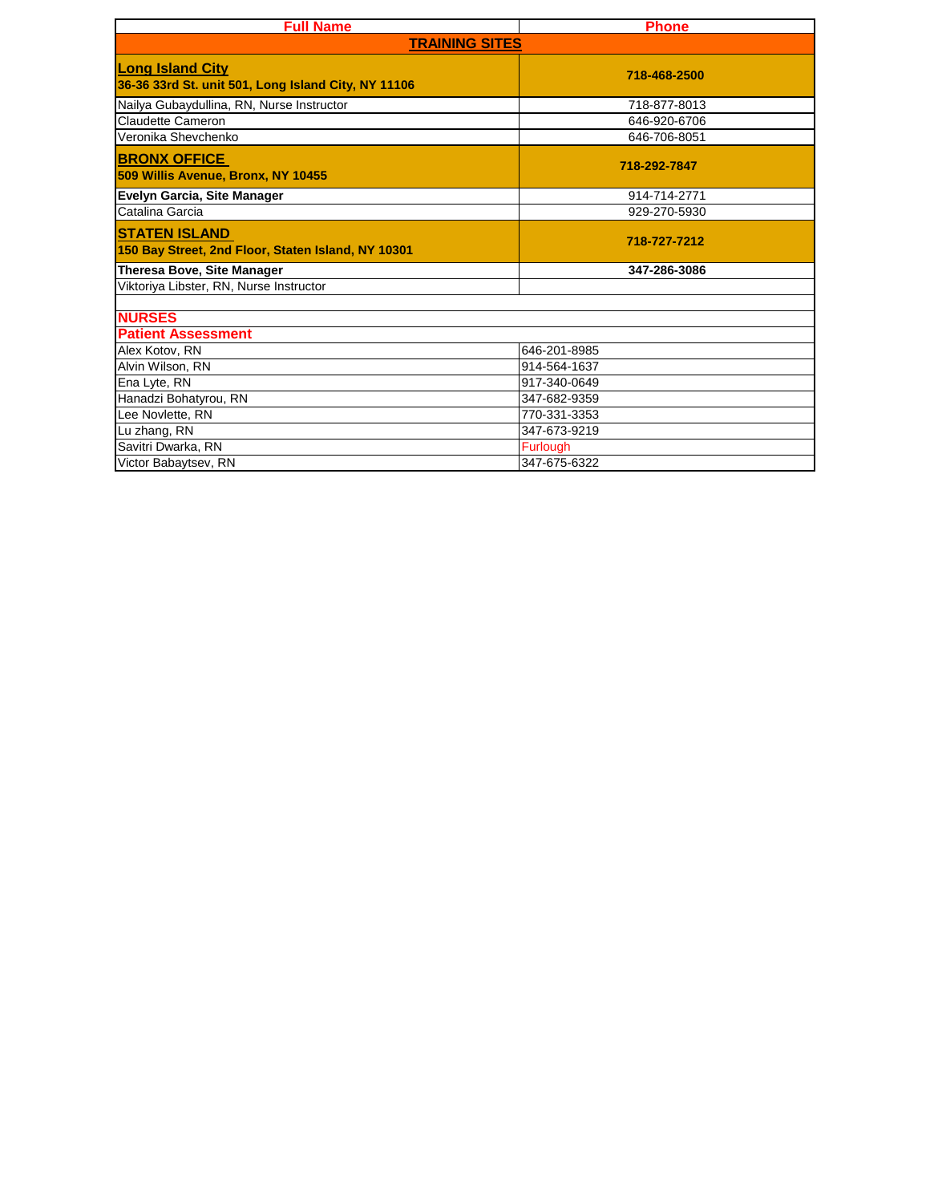| Full Name | Phone |
|---|---|
| **TRAINING SITES** | |
| **Long Island City**<br>**36-36 33rd St. unit 501, Long Island City, NY 11106** | **718-468-2500** |
| Nailya Gubaydullina, RN, Nurse Instructor | 718-877-8013 |
| Claudette Cameron | 646-920-6706 |
| Veronika Shevchenko | 646-706-8051 |
| **BRONX OFFICE**<br>**509 Willis Avenue, Bronx, NY 10455** | **718-292-7847** |
| **Evelyn Garcia, Site Manager** | 914-714-2771 |
| Catalina Garcia | 929-270-5930 |
| **STATEN ISLAND**<br>**150 Bay Street, 2nd Floor, Staten Island, NY 10301** | **718-727-7212** |
| **Theresa Bove, Site Manager** | **347-286-3086** |
| Viktoriya Libster, RN, Nurse Instructor | |
| | |
| **NURSES** | |
| **Patient Assessment** | |
| Alex Kotov, RN | 646-201-8985 |
| Alvin Wilson, RN | 914-564-1637 |
| Ena Lyte, RN | 917-340-0649 |
| Hanadzi Bohatyrou, RN | 347-682-9359 |
| Lee Novlette, RN | 770-331-3353 |
| Lu zhang, RN | 347-673-9219 |
| Savitri Dwarka, RN | Furlough |
| Victor Babaytsev, RN | 347-675-6322 |